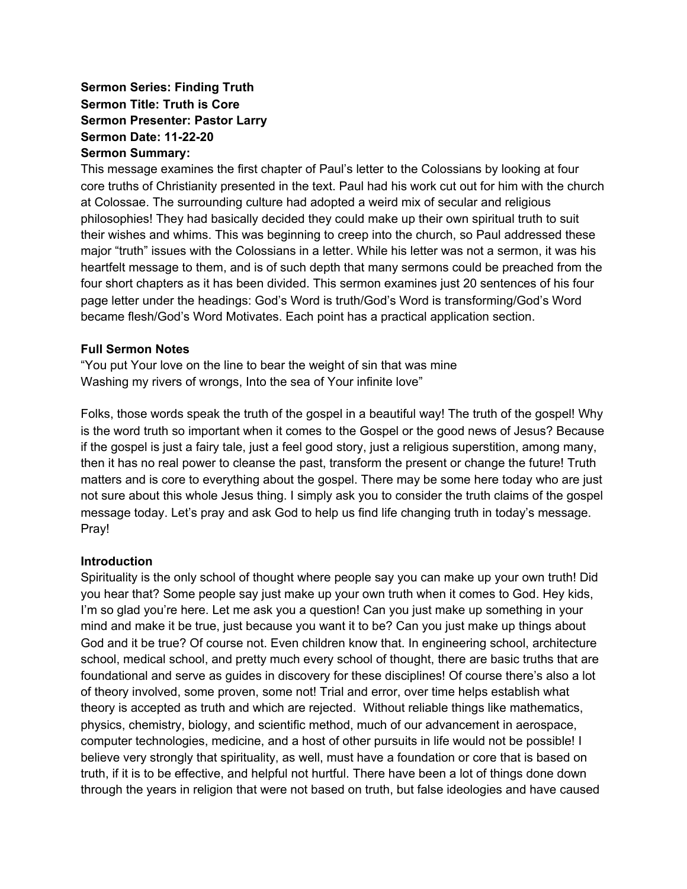**Sermon Series: Finding Truth**
**Sermon Title: Truth is Core**
**Sermon Presenter: Pastor Larry**
**Sermon Date: 11-22-20**
**Sermon Summary:**

This message examines the first chapter of Paul's letter to the Colossians by looking at four core truths of Christianity presented in the text. Paul had his work cut out for him with the church at Colossae. The surrounding culture had adopted a weird mix of secular and religious philosophies! They had basically decided they could make up their own spiritual truth to suit their wishes and whims. This was beginning to creep into the church, so Paul addressed these major "truth" issues with the Colossians in a letter. While his letter was not a sermon, it was his heartfelt message to them, and is of such depth that many sermons could be preached from the four short chapters as it has been divided. This sermon examines just 20 sentences of his four page letter under the headings: God's Word is truth/God's Word is transforming/God's Word became flesh/God's Word Motivates. Each point has a practical application section.

## Full Sermon Notes

"You put Your love on the line to bear the weight of sin that was mine
Washing my rivers of wrongs, Into the sea of Your infinite love"

Folks, those words speak the truth of the gospel in a beautiful way! The truth of the gospel! Why is the word truth so important when it comes to the Gospel or the good news of Jesus? Because if the gospel is just a fairy tale, just a feel good story, just a religious superstition, among many, then it has no real power to cleanse the past, transform the present or change the future! Truth matters and is core to everything about the gospel. There may be some here today who are just not sure about this whole Jesus thing. I simply ask you to consider the truth claims of the gospel message today. Let's pray and ask God to help us find life changing truth in today's message. Pray!

## Introduction

Spirituality is the only school of thought where people say you can make up your own truth! Did you hear that? Some people say just make up your own truth when it comes to God. Hey kids, I'm so glad you're here. Let me ask you a question! Can you just make up something in your mind and make it be true, just because you want it to be? Can you just make up things about God and it be true? Of course not. Even children know that. In engineering school, architecture school, medical school, and pretty much every school of thought, there are basic truths that are foundational and serve as guides in discovery for these disciplines! Of course there's also a lot of theory involved, some proven, some not! Trial and error, over time helps establish what theory is accepted as truth and which are rejected. Without reliable things like mathematics, physics, chemistry, biology, and scientific method, much of our advancement in aerospace, computer technologies, medicine, and a host of other pursuits in life would not be possible! I believe very strongly that spirituality, as well, must have a foundation or core that is based on truth, if it is to be effective, and helpful not hurtful. There have been a lot of things done down through the years in religion that were not based on truth, but false ideologies and have caused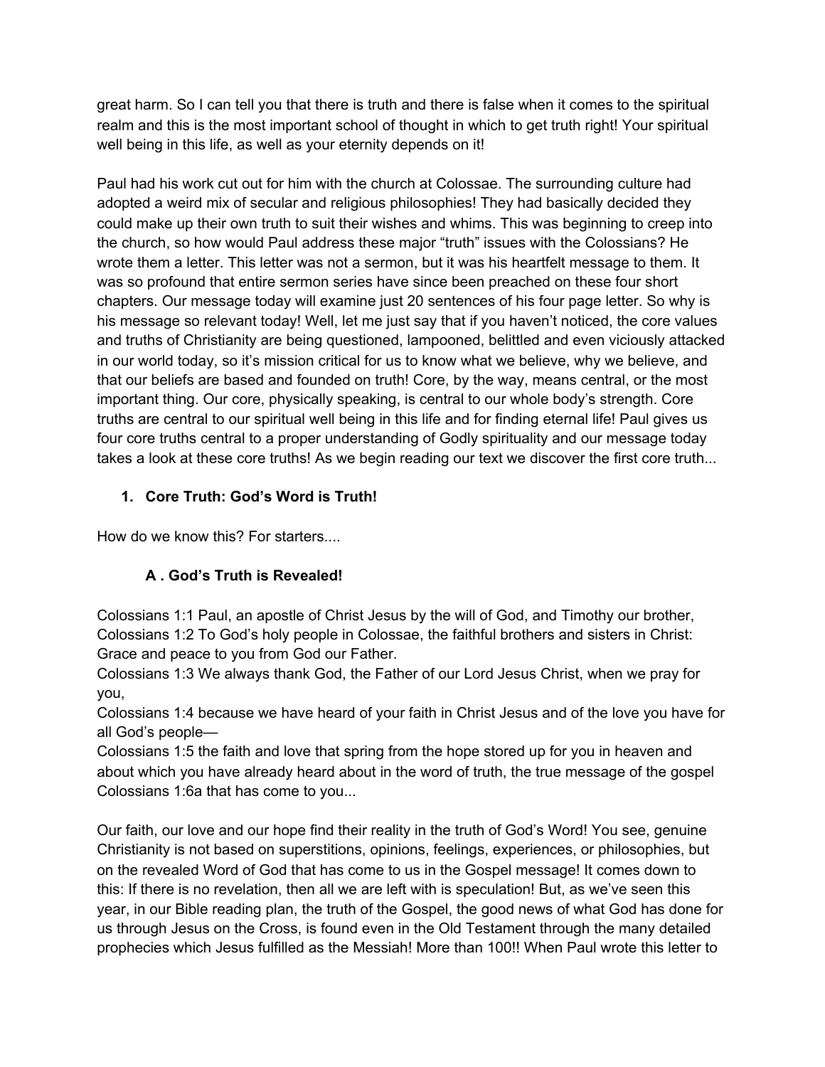great harm. So I can tell you that there is truth and there is false when it comes to the spiritual realm and this is the most important school of thought in which to get truth right! Your spiritual well being in this life, as well as your eternity depends on it!

Paul had his work cut out for him with the church at Colossae. The surrounding culture had adopted a weird mix of secular and religious philosophies! They had basically decided they could make up their own truth to suit their wishes and whims. This was beginning to creep into the church, so how would Paul address these major "truth" issues with the Colossians? He wrote them a letter. This letter was not a sermon, but it was his heartfelt message to them. It was so profound that entire sermon series have since been preached on these four short chapters. Our message today will examine just 20 sentences of his four page letter. So why is his message so relevant today! Well, let me just say that if you haven't noticed, the core values and truths of Christianity are being questioned, lampooned, belittled and even viciously attacked in our world today, so it's mission critical for us to know what we believe, why we believe, and that our beliefs are based and founded on truth! Core, by the way, means central, or the most important thing. Our core, physically speaking, is central to our whole body's strength. Core truths are central to our spiritual well being in this life and for finding eternal life! Paul gives us four core truths central to a proper understanding of Godly spirituality and our message today takes a look at these core truths! As we begin reading our text we discover the first core truth...

1. **Core Truth: God's Word is Truth!**

How do we know this? For starters....

**A . God's Truth is Revealed!**

Colossians 1:1 Paul, an apostle of Christ Jesus by the will of God, and Timothy our brother,
Colossians 1:2 To God's holy people in Colossae, the faithful brothers and sisters in Christ: Grace and peace to you from God our Father.
Colossians 1:3 We always thank God, the Father of our Lord Jesus Christ, when we pray for you,
Colossians 1:4 because we have heard of your faith in Christ Jesus and of the love you have for all God's people—
Colossians 1:5 the faith and love that spring from the hope stored up for you in heaven and about which you have already heard about in the word of truth, the true message of the gospel
Colossians 1:6a that has come to you...

Our faith, our love and our hope find their reality in the truth of God's Word! You see, genuine Christianity is not based on superstitions, opinions, feelings, experiences, or philosophies, but on the revealed Word of God that has come to us in the Gospel message! It comes down to this: If there is no revelation, then all we are left with is speculation! But, as we've seen this year, in our Bible reading plan, the truth of the Gospel, the good news of what God has done for us through Jesus on the Cross, is found even in the Old Testament through the many detailed prophecies which Jesus fulfilled as the Messiah! More than 100!! When Paul wrote this letter to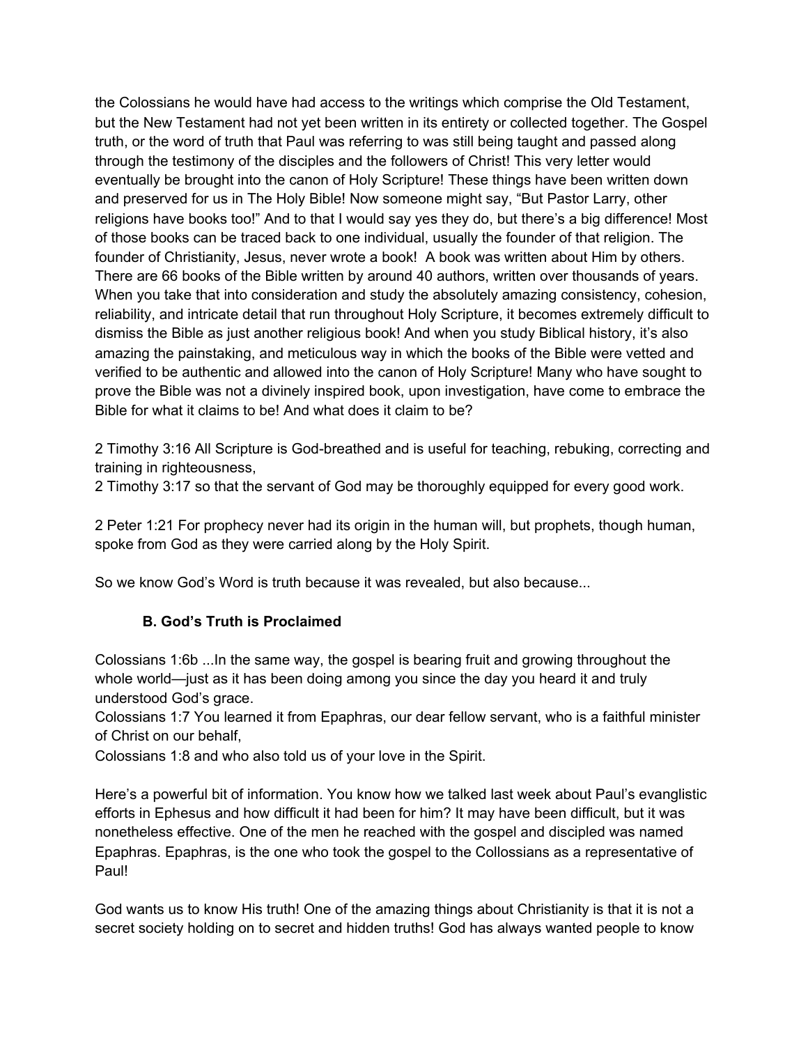the Colossians he would have had access to the writings which comprise the Old Testament, but the New Testament had not yet been written in its entirety or collected together. The Gospel truth, or the word of truth that Paul was referring to was still being taught and passed along through the testimony of the disciples and the followers of Christ! This very letter would eventually be brought into the canon of Holy Scripture! These things have been written down and preserved for us in The Holy Bible! Now someone might say, "But Pastor Larry, other religions have books too!" And to that I would say yes they do, but there's a big difference! Most of those books can be traced back to one individual, usually the founder of that religion. The founder of Christianity, Jesus, never wrote a book! A book was written about Him by others. There are 66 books of the Bible written by around 40 authors, written over thousands of years. When you take that into consideration and study the absolutely amazing consistency, cohesion, reliability, and intricate detail that run throughout Holy Scripture, it becomes extremely difficult to dismiss the Bible as just another religious book! And when you study Biblical history, it's also amazing the painstaking, and meticulous way in which the books of the Bible were vetted and verified to be authentic and allowed into the canon of Holy Scripture! Many who have sought to prove the Bible was not a divinely inspired book, upon investigation, have come to embrace the Bible for what it claims to be! And what does it claim to be?

2 Timothy 3:16 All Scripture is God-breathed and is useful for teaching, rebuking, correcting and training in righteousness,
2 Timothy 3:17 so that the servant of God may be thoroughly equipped for every good work.

2 Peter 1:21 For prophecy never had its origin in the human will, but prophets, though human, spoke from God as they were carried along by the Holy Spirit.

So we know God's Word is truth because it was revealed, but also because...

### B. God's Truth is Proclaimed

Colossians 1:6b ...In the same way, the gospel is bearing fruit and growing throughout the whole world—just as it has been doing among you since the day you heard it and truly understood God's grace.
Colossians 1:7 You learned it from Epaphras, our dear fellow servant, who is a faithful minister of Christ on our behalf,
Colossians 1:8 and who also told us of your love in the Spirit.

Here's a powerful bit of information. You know how we talked last week about Paul's evanglistic efforts in Ephesus and how difficult it had been for him? It may have been difficult, but it was nonetheless effective. One of the men he reached with the gospel and discipled was named Epaphras. Epaphras, is the one who took the gospel to the Collossians as a representative of Paul!

God wants us to know His truth! One of the amazing things about Christianity is that it is not a secret society holding on to secret and hidden truths! God has always wanted people to know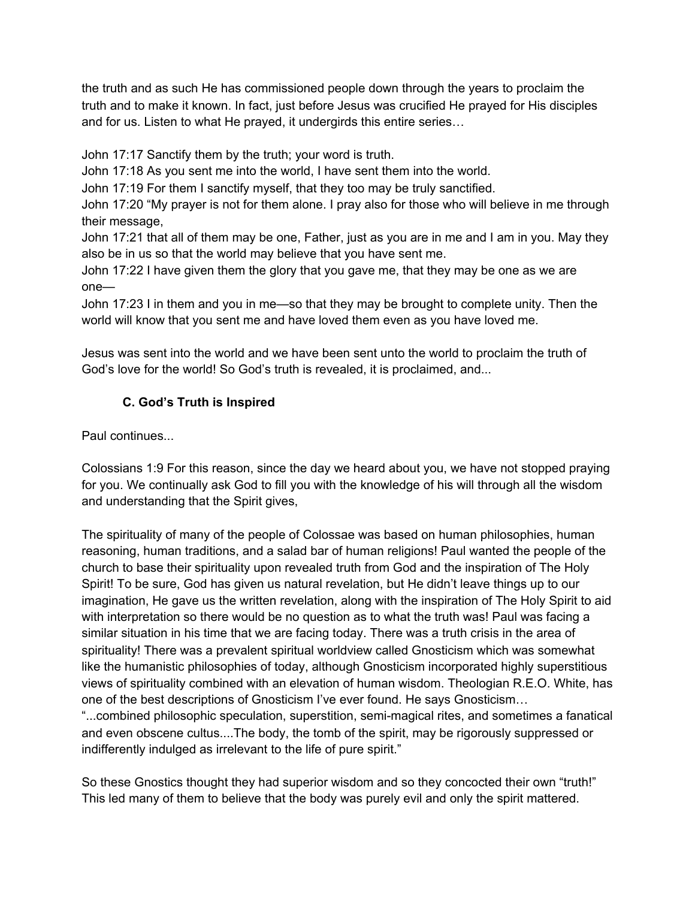the truth and as such He has commissioned people down through the years to proclaim the truth and to make it known. In fact, just before Jesus was crucified He prayed for His disciples and for us. Listen to what He prayed, it undergirds this entire series…

John 17:17 Sanctify them by the truth; your word is truth.
John 17:18 As you sent me into the world, I have sent them into the world.
John 17:19 For them I sanctify myself, that they too may be truly sanctified.
John 17:20 "My prayer is not for them alone. I pray also for those who will believe in me through their message,
John 17:21 that all of them may be one, Father, just as you are in me and I am in you. May they also be in us so that the world may believe that you have sent me.
John 17:22 I have given them the glory that you gave me, that they may be one as we are one—
John 17:23 I in them and you in me—so that they may be brought to complete unity. Then the world will know that you sent me and have loved them even as you have loved me.

Jesus was sent into the world and we have been sent unto the world to proclaim the truth of God's love for the world! So God's truth is revealed, it is proclaimed, and...

### C. God's Truth is Inspired

Paul continues...

Colossians 1:9 For this reason, since the day we heard about you, we have not stopped praying for you. We continually ask God to fill you with the knowledge of his will through all the wisdom and understanding that the Spirit gives,

The spirituality of many of the people of Colossae was based on human philosophies, human reasoning, human traditions, and a salad bar of human religions! Paul wanted the people of the church to base their spirituality upon revealed truth from God and the inspiration of The Holy Spirit! To be sure, God has given us natural revelation, but He didn't leave things up to our imagination, He gave us the written revelation, along with the inspiration of The Holy Spirit to aid with interpretation so there would be no question as to what the truth was! Paul was facing a similar situation in his time that we are facing today. There was a truth crisis in the area of spirituality! There was a prevalent spiritual worldview called Gnosticism which was somewhat like the humanistic philosophies of today, although Gnosticism incorporated highly superstitious views of spirituality combined with an elevation of human wisdom. Theologian R.E.O. White, has one of the best descriptions of Gnosticism I've ever found. He says Gnosticism…
"...combined philosophic speculation, superstition, semi-magical rites, and sometimes a fanatical and even obscene cultus....The body, the tomb of the spirit, may be rigorously suppressed or indifferently indulged as irrelevant to the life of pure spirit."

So these Gnostics thought they had superior wisdom and so they concocted their own "truth!" This led many of them to believe that the body was purely evil and only the spirit mattered.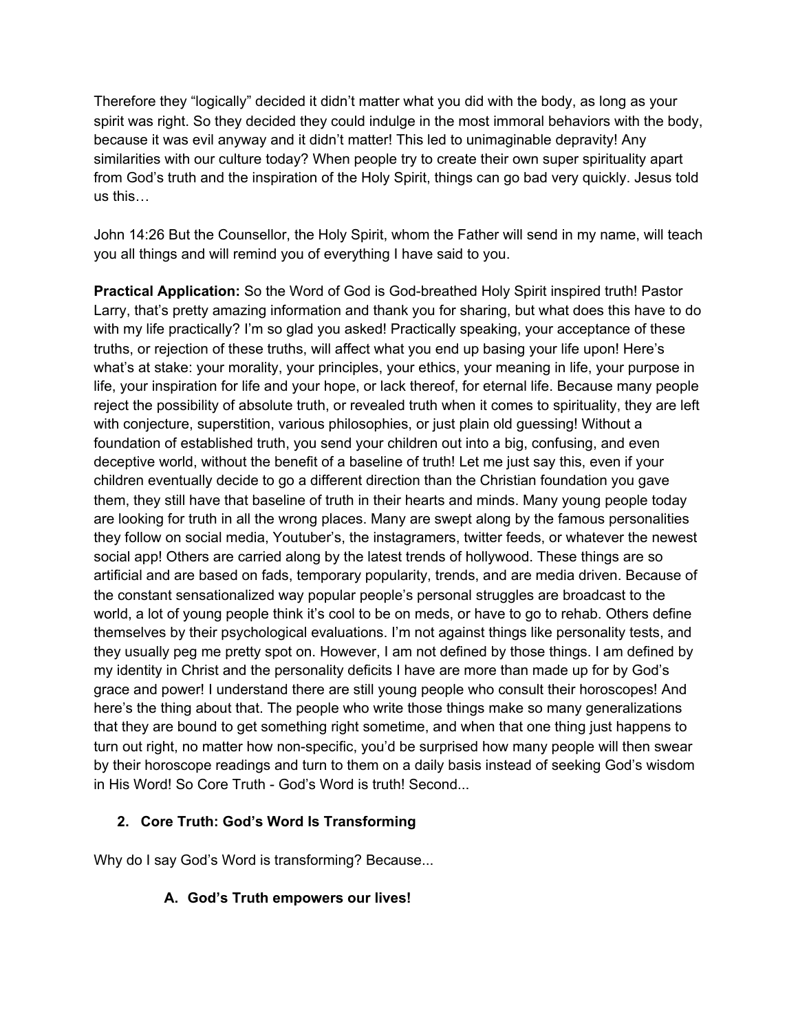Therefore they “logically” decided it didn’t matter what you did with the body, as long as your spirit was right. So they decided they could indulge in the most immoral behaviors with the body, because it was evil anyway and it didn’t matter! This led to unimaginable depravity! Any similarities with our culture today? When people try to create their own super spirituality apart from God’s truth and the inspiration of the Holy Spirit, things can go bad very quickly. Jesus told us this…

John 14:26 But the Counsellor, the Holy Spirit, whom the Father will send in my name, will teach you all things and will remind you of everything I have said to you.

**Practical Application:** So the Word of God is God-breathed Holy Spirit inspired truth! Pastor Larry, that’s pretty amazing information and thank you for sharing, but what does this have to do with my life practically? I’m so glad you asked! Practically speaking, your acceptance of these truths, or rejection of these truths, will affect what you end up basing your life upon! Here’s what’s at stake: your morality, your principles, your ethics, your meaning in life, your purpose in life, your inspiration for life and your hope, or lack thereof, for eternal life. Because many people reject the possibility of absolute truth, or revealed truth when it comes to spirituality, they are left with conjecture, superstition, various philosophies, or just plain old guessing! Without a foundation of established truth, you send your children out into a big, confusing, and even deceptive world, without the benefit of a baseline of truth! Let me just say this, even if your children eventually decide to go a different direction than the Christian foundation you gave them, they still have that baseline of truth in their hearts and minds. Many young people today are looking for truth in all the wrong places. Many are swept along by the famous personalities they follow on social media, Youtuber’s, the instagramers, twitter feeds, or whatever the newest social app! Others are carried along by the latest trends of hollywood. These things are so artificial and are based on fads, temporary popularity, trends, and are media driven. Because of the constant sensationalized way popular people’s personal struggles are broadcast to the world, a lot of young people think it’s cool to be on meds, or have to go to rehab. Others define themselves by their psychological evaluations. I’m not against things like personality tests, and they usually peg me pretty spot on. However, I am not defined by those things. I am defined by my identity in Christ and the personality deficits I have are more than made up for by God’s grace and power! I understand there are still young people who consult their horoscopes! And here’s the thing about that. The people who write those things make so many generalizations that they are bound to get something right sometime, and when that one thing just happens to turn out right, no matter how non-specific, you’d be surprised how many people will then swear by their horoscope readings and turn to them on a daily basis instead of seeking God’s wisdom in His Word! So Core Truth - God’s Word is truth! Second...

2. **Core Truth: God’s Word Is Transforming**

Why do I say God’s Word is transforming? Because...

   A. **God’s Truth empowers our lives!**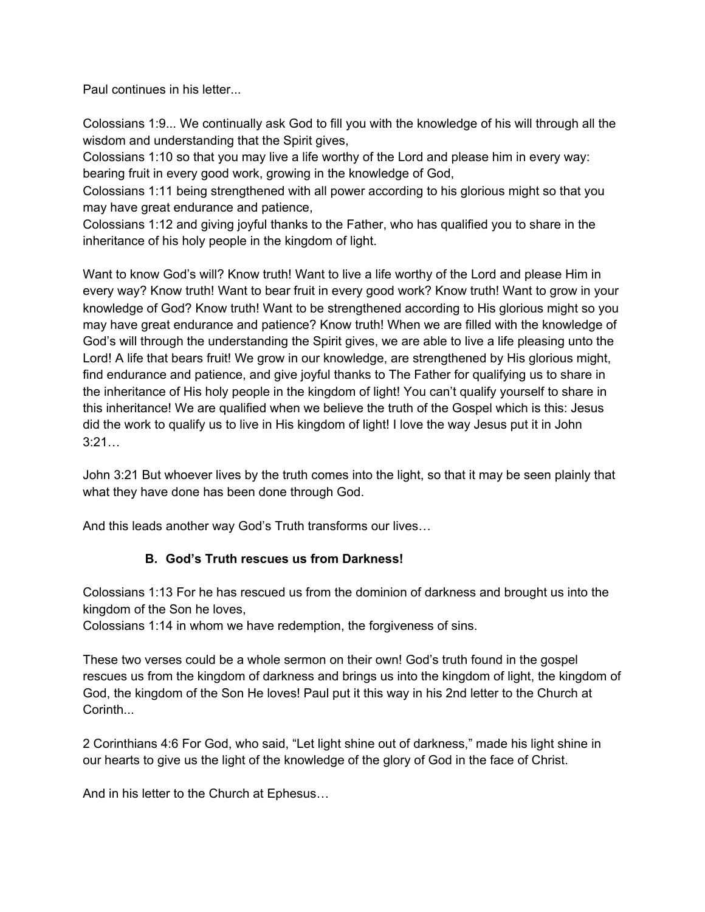Paul continues in his letter...

Colossians 1:9... We continually ask God to fill you with the knowledge of his will through all the wisdom and understanding that the Spirit gives,
Colossians 1:10 so that you may live a life worthy of the Lord and please him in every way: bearing fruit in every good work, growing in the knowledge of God,
Colossians 1:11 being strengthened with all power according to his glorious might so that you may have great endurance and patience,
Colossians 1:12 and giving joyful thanks to the Father, who has qualified you to share in the inheritance of his holy people in the kingdom of light.

Want to know God's will? Know truth! Want to live a life worthy of the Lord and please Him in every way? Know truth! Want to bear fruit in every good work? Know truth! Want to grow in your knowledge of God? Know truth! Want to be strengthened according to His glorious might so you may have great endurance and patience? Know truth! When we are filled with the knowledge of God's will through the understanding the Spirit gives, we are able to live a life pleasing unto the Lord! A life that bears fruit! We grow in our knowledge, are strengthened by His glorious might, find endurance and patience, and give joyful thanks to The Father for qualifying us to share in the inheritance of His holy people in the kingdom of light! You can't qualify yourself to share in this inheritance! We are qualified when we believe the truth of the Gospel which is this: Jesus did the work to qualify us to live in His kingdom of light! I love the way Jesus put it in John 3:21…

John 3:21 But whoever lives by the truth comes into the light, so that it may be seen plainly that what they have done has been done through God.

And this leads another way God's Truth transforms our lives…

### B. God's Truth rescues us from Darkness!

Colossians 1:13 For he has rescued us from the dominion of darkness and brought us into the kingdom of the Son he loves,
Colossians 1:14 in whom we have redemption, the forgiveness of sins.

These two verses could be a whole sermon on their own! God's truth found in the gospel rescues us from the kingdom of darkness and brings us into the kingdom of light, the kingdom of God, the kingdom of the Son He loves! Paul put it this way in his 2nd letter to the Church at Corinth...

2 Corinthians 4:6 For God, who said, "Let light shine out of darkness," made his light shine in our hearts to give us the light of the knowledge of the glory of God in the face of Christ.

And in his letter to the Church at Ephesus…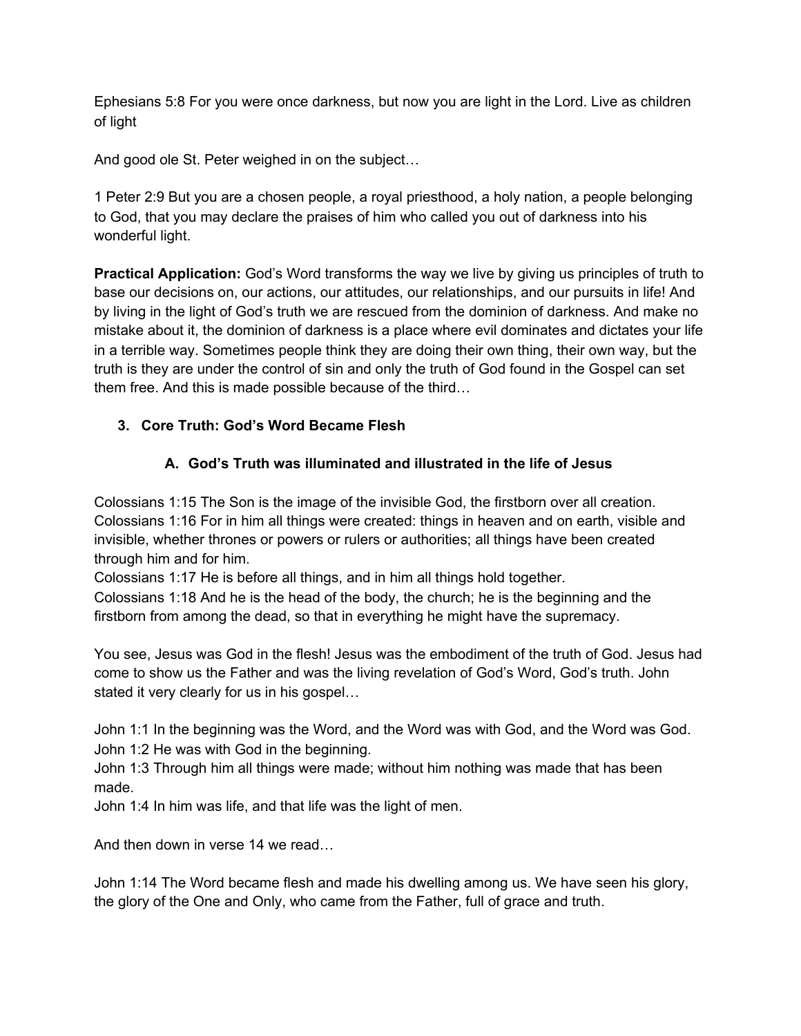Ephesians 5:8 For you were once darkness, but now you are light in the Lord. Live as children of light

And good ole St. Peter weighed in on the subject…

1 Peter 2:9 But you are a chosen people, a royal priesthood, a holy nation, a people belonging to God, that you may declare the praises of him who called you out of darkness into his wonderful light.

**Practical Application:** God's Word transforms the way we live by giving us principles of truth to base our decisions on, our actions, our attitudes, our relationships, and our pursuits in life! And by living in the light of God's truth we are rescued from the dominion of darkness. And make no mistake about it, the dominion of darkness is a place where evil dominates and dictates your life in a terrible way. Sometimes people think they are doing their own thing, their own way, but the truth is they are under the control of sin and only the truth of God found in the Gospel can set them free. And this is made possible because of the third…

3. **Core Truth: God's Word Became Flesh**

   A. **God's Truth was illuminated and illustrated in the life of Jesus**

Colossians 1:15 The Son is the image of the invisible God, the firstborn over all creation.
Colossians 1:16 For in him all things were created: things in heaven and on earth, visible and invisible, whether thrones or powers or rulers or authorities; all things have been created through him and for him.
Colossians 1:17 He is before all things, and in him all things hold together.
Colossians 1:18 And he is the head of the body, the church; he is the beginning and the firstborn from among the dead, so that in everything he might have the supremacy.

You see, Jesus was God in the flesh! Jesus was the embodiment of the truth of God. Jesus had come to show us the Father and was the living revelation of God's Word, God's truth. John stated it very clearly for us in his gospel…

John 1:1 In the beginning was the Word, and the Word was with God, and the Word was God.
John 1:2 He was with God in the beginning.
John 1:3 Through him all things were made; without him nothing was made that has been made.
John 1:4 In him was life, and that life was the light of men.

And then down in verse 14 we read…

John 1:14 The Word became flesh and made his dwelling among us. We have seen his glory, the glory of the One and Only, who came from the Father, full of grace and truth.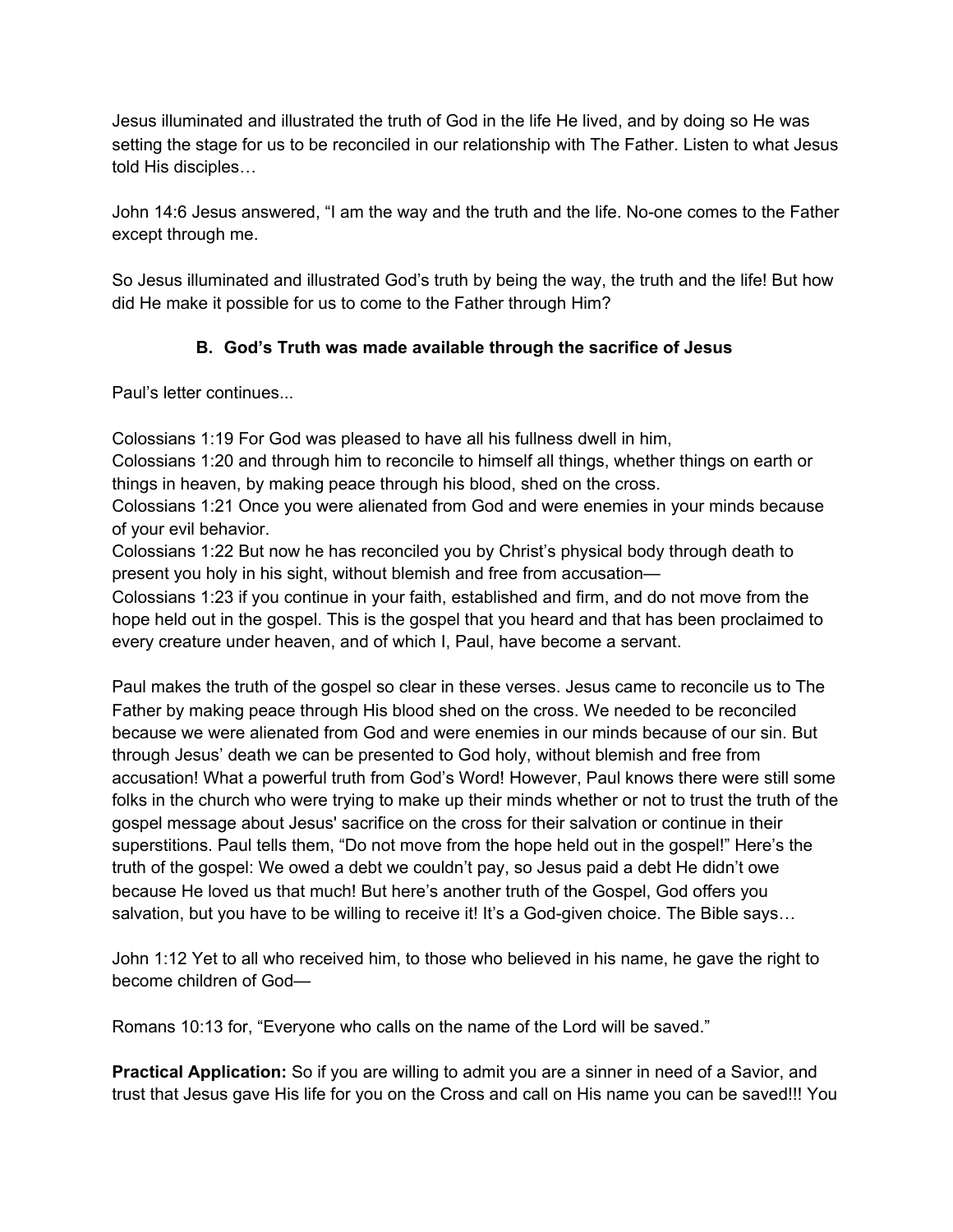Jesus illuminated and illustrated the truth of God in the life He lived, and by doing so He was setting the stage for us to be reconciled in our relationship with The Father. Listen to what Jesus told His disciples…

John 14:6 Jesus answered, "I am the way and the truth and the life. No-one comes to the Father except through me.

So Jesus illuminated and illustrated God's truth by being the way, the truth and the life! But how did He make it possible for us to come to the Father through Him?

### B. God's Truth was made available through the sacrifice of Jesus

Paul's letter continues...

Colossians 1:19 For God was pleased to have all his fullness dwell in him,
Colossians 1:20 and through him to reconcile to himself all things, whether things on earth or things in heaven, by making peace through his blood, shed on the cross.
Colossians 1:21 Once you were alienated from God and were enemies in your minds because of your evil behavior.
Colossians 1:22 But now he has reconciled you by Christ's physical body through death to present you holy in his sight, without blemish and free from accusation—
Colossians 1:23 if you continue in your faith, established and firm, and do not move from the hope held out in the gospel. This is the gospel that you heard and that has been proclaimed to every creature under heaven, and of which I, Paul, have become a servant.

Paul makes the truth of the gospel so clear in these verses. Jesus came to reconcile us to The Father by making peace through His blood shed on the cross. We needed to be reconciled because we were alienated from God and were enemies in our minds because of our sin. But through Jesus' death we can be presented to God holy, without blemish and free from accusation! What a powerful truth from God's Word! However, Paul knows there were still some folks in the church who were trying to make up their minds whether or not to trust the truth of the gospel message about Jesus' sacrifice on the cross for their salvation or continue in their superstitions. Paul tells them, "Do not move from the hope held out in the gospel!" Here's the truth of the gospel: We owed a debt we couldn't pay, so Jesus paid a debt He didn't owe because He loved us that much! But here's another truth of the Gospel, God offers you salvation, but you have to be willing to receive it! It's a God-given choice. The Bible says…

John 1:12 Yet to all who received him, to those who believed in his name, he gave the right to become children of God—

Romans 10:13 for, "Everyone who calls on the name of the Lord will be saved."

**Practical Application:** So if you are willing to admit you are a sinner in need of a Savior, and trust that Jesus gave His life for you on the Cross and call on His name you can be saved!!! You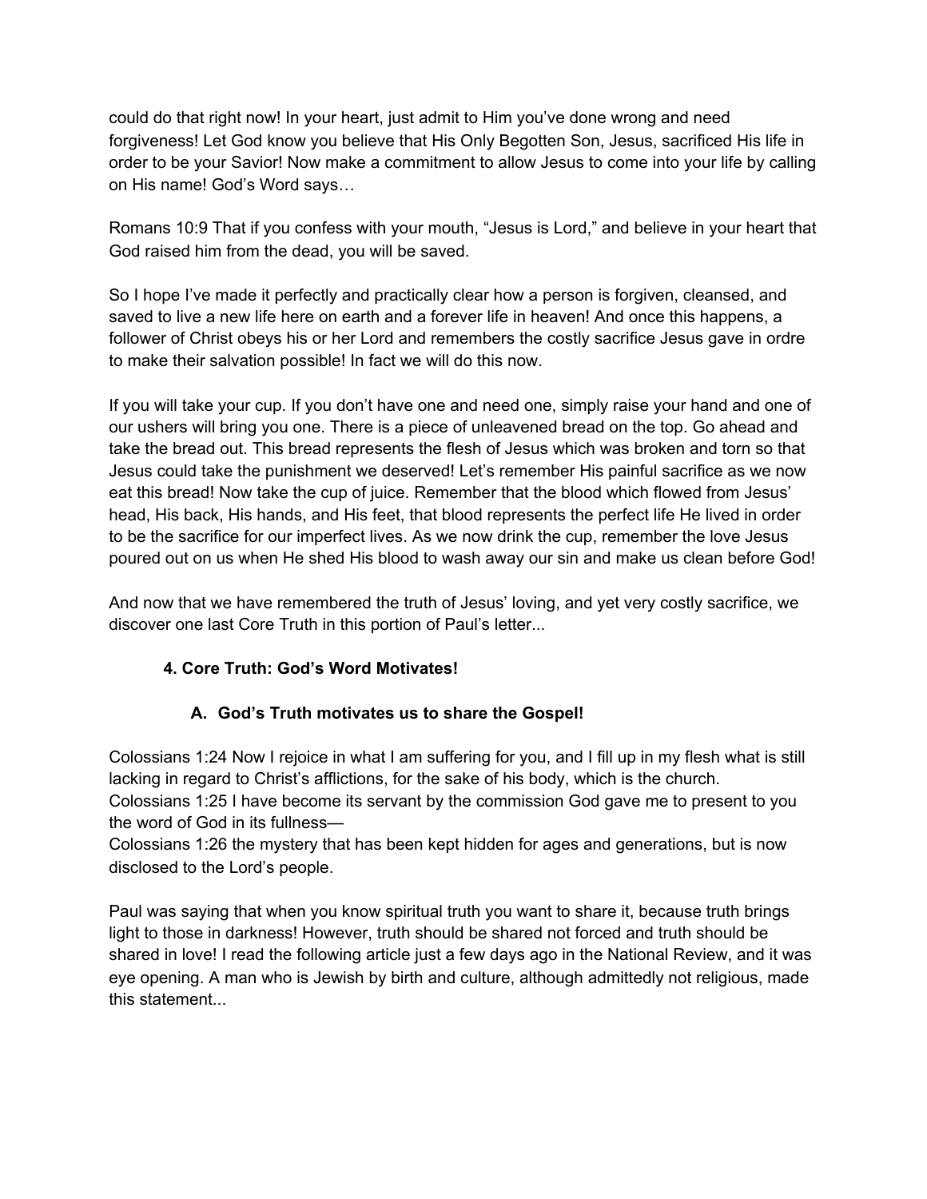could do that right now! In your heart, just admit to Him you've done wrong and need forgiveness! Let God know you believe that His Only Begotten Son, Jesus, sacrificed His life in order to be your Savior! Now make a commitment to allow Jesus to come into your life by calling on His name! God's Word says…

Romans 10:9 That if you confess with your mouth, "Jesus is Lord," and believe in your heart that God raised him from the dead, you will be saved.

So I hope I've made it perfectly and practically clear how a person is forgiven, cleansed, and saved to live a new life here on earth and a forever life in heaven! And once this happens, a follower of Christ obeys his or her Lord and remembers the costly sacrifice Jesus gave in ordre to make their salvation possible! In fact we will do this now.

If you will take your cup. If you don't have one and need one, simply raise your hand and one of our ushers will bring you one. There is a piece of unleavened bread on the top. Go ahead and take the bread out. This bread represents the flesh of Jesus which was broken and torn so that Jesus could take the punishment we deserved! Let's remember His painful sacrifice as we now eat this bread! Now take the cup of juice. Remember that the blood which flowed from Jesus' head, His back, His hands, and His feet, that blood represents the perfect life He lived in order to be the sacrifice for our imperfect lives. As we now drink the cup, remember the love Jesus poured out on us when He shed His blood to wash away our sin and make us clean before God!

And now that we have remembered the truth of Jesus' loving, and yet very costly sacrifice, we discover one last Core Truth in this portion of Paul's letter...

**4. Core Truth: God's Word Motivates!**

**A. God's Truth motivates us to share the Gospel!**

Colossians 1:24 Now I rejoice in what I am suffering for you, and I fill up in my flesh what is still lacking in regard to Christ's afflictions, for the sake of his body, which is the church.
Colossians 1:25 I have become its servant by the commission God gave me to present to you the word of God in its fullness—
Colossians 1:26 the mystery that has been kept hidden for ages and generations, but is now disclosed to the Lord's people.

Paul was saying that when you know spiritual truth you want to share it, because truth brings light to those in darkness! However, truth should be shared not forced and truth should be shared in love! I read the following article just a few days ago in the National Review, and it was eye opening. A man who is Jewish by birth and culture, although admittedly not religious, made this statement...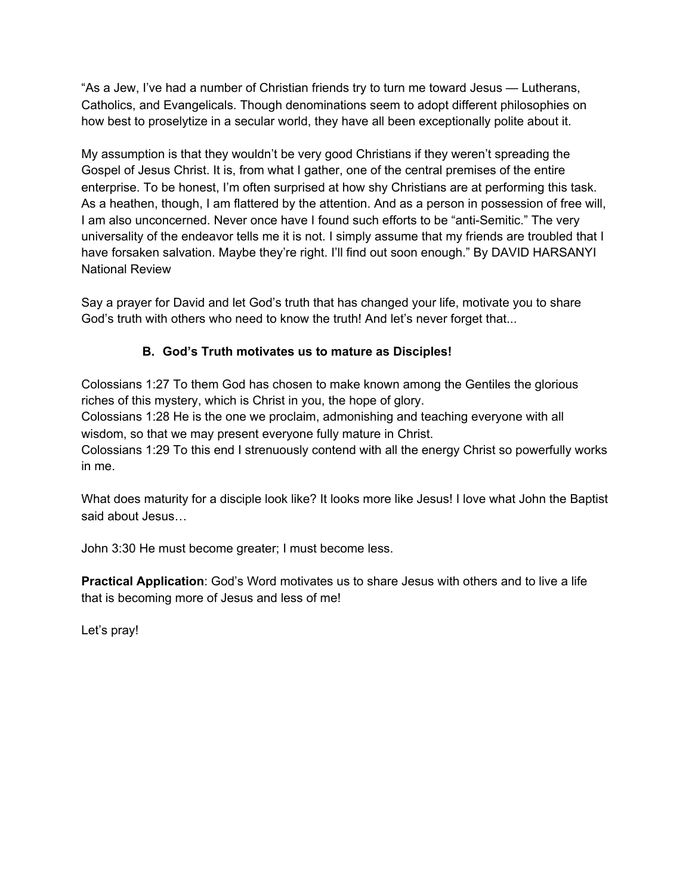"As a Jew, I've had a number of Christian friends try to turn me toward Jesus — Lutherans, Catholics, and Evangelicals. Though denominations seem to adopt different philosophies on how best to proselytize in a secular world, they have all been exceptionally polite about it.

My assumption is that they wouldn't be very good Christians if they weren't spreading the Gospel of Jesus Christ. It is, from what I gather, one of the central premises of the entire enterprise. To be honest, I'm often surprised at how shy Christians are at performing this task. As a heathen, though, I am flattered by the attention. And as a person in possession of free will, I am also unconcerned. Never once have I found such efforts to be "anti-Semitic." The very universality of the endeavor tells me it is not. I simply assume that my friends are troubled that I have forsaken salvation. Maybe they're right. I'll find out soon enough." By DAVID HARSANYI National Review

Say a prayer for David and let God's truth that has changed your life, motivate you to share God's truth with others who need to know the truth! And let's never forget that...

### B. God's Truth motivates us to mature as Disciples!

Colossians 1:27 To them God has chosen to make known among the Gentiles the glorious riches of this mystery, which is Christ in you, the hope of glory.
Colossians 1:28 He is the one we proclaim, admonishing and teaching everyone with all wisdom, so that we may present everyone fully mature in Christ.
Colossians 1:29 To this end I strenuously contend with all the energy Christ so powerfully works in me.

What does maturity for a disciple look like? It looks more like Jesus! I love what John the Baptist said about Jesus…

John 3:30 He must become greater; I must become less.

**Practical Application**: God's Word motivates us to share Jesus with others and to live a life that is becoming more of Jesus and less of me!

Let's pray!